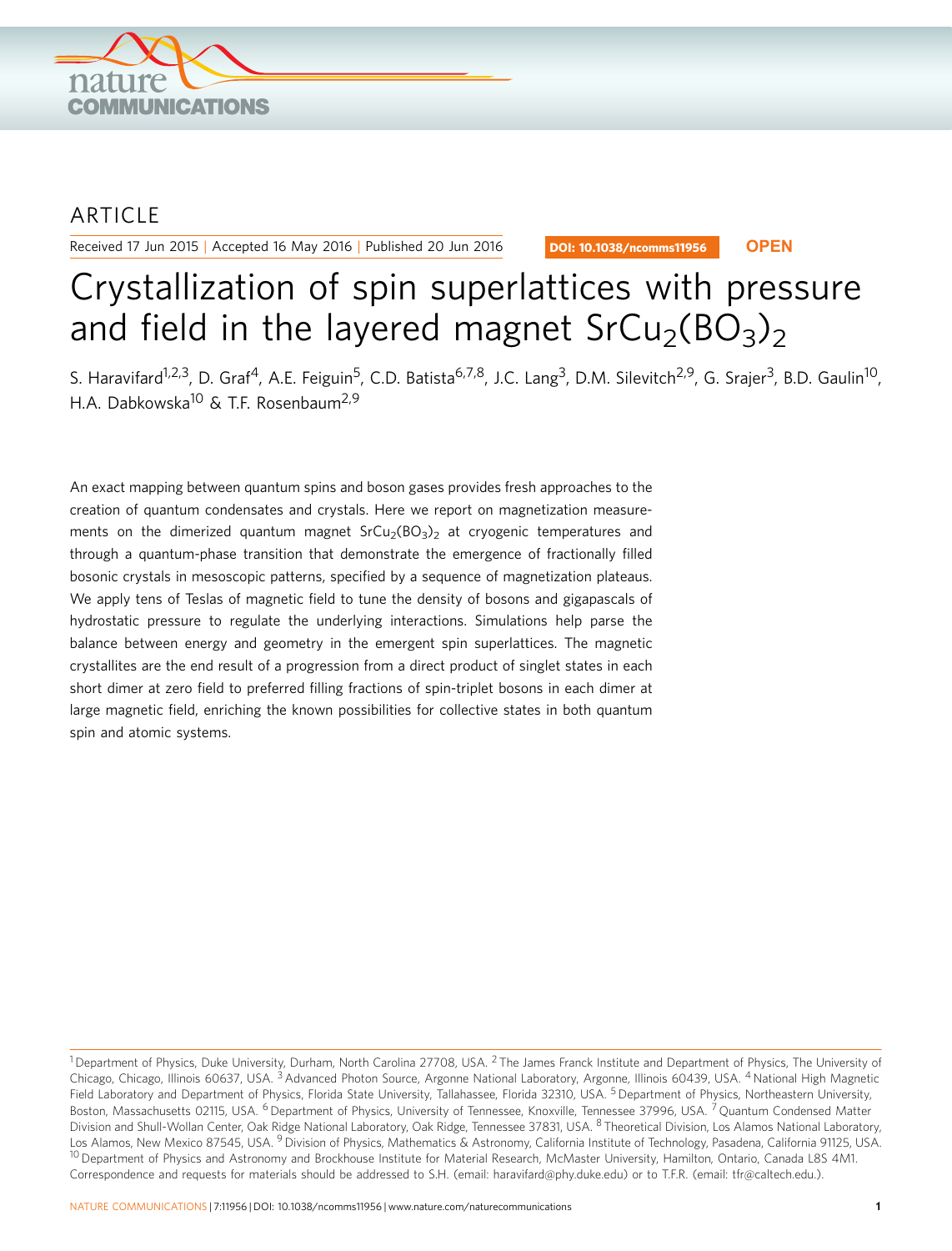ARTICLE

Received 17 Jun 2015 | Accepted 16 May 2016 | Published 20 Jun 2016

DOI: 10.1038/ncomms11956 **OPEN**

# Crystallization of spin superlattices with pressure and field in the layered magnet $SrCu_2(BO_3)_2$

S. Haravifard[1,2,3], D. Graf[4], A.E. Feiguin[5], C.D. Batista[6,7,8], J.C. Lang[3], D.M. Silevitch[2,9], G. Srajer[3], B.D. Gaulin[10], H.A. Dabkowska[10] & T.F. Rosenbaum[2,9]

An exact mapping between quantum spins and boson gases provides fresh approaches to the creation of quantum condensates and crystals. Here we report on magnetization measurements on the dimerized quantum magnet $SrCu_2(BO_3)_2$ at cryogenic temperatures and through a quantum-phase transition that demonstrate the emergence of fractionally filled bosonic crystals in mesoscopic patterns, specified by a sequence of magnetization plateaus. We apply tens of Teslas of magnetic field to tune the density of bosons and gigapascals of hydrostatic pressure to regulate the underlying interactions. Simulations help parse the balance between energy and geometry in the emergent spin superlattices. The magnetic crystallites are the end result of a progression from a direct product of singlet states in each short dimer at zero field to preferred filling fractions of spin-triplet bosons in each dimer at large magnetic field, enriching the known possibilities for collective states in both quantum spin and atomic systems.

[1] Department of Physics, Duke University, Durham, North Carolina 27708, USA. [2] The James Franck Institute and Department of Physics, The University of Chicago, Chicago, Illinois 60637, USA. [3] Advanced Photon Source, Argonne National Laboratory, Argonne, Illinois 60439, USA. [4] National High Magnetic Field Laboratory and Department of Physics, Florida State University, Tallahassee, Florida 32310, USA. [5] Department of Physics, Northeastern University, Boston, Massachusetts 02115, USA. [6] Department of Physics, University of Tennessee, Knoxville, Tennessee 37996, USA. [7] Quantum Condensed Matter Division and Shull-Wollan Center, Oak Ridge National Laboratory, Oak Ridge, Tennessee 37831, USA. [8] Theoretical Division, Los Alamos National Laboratory, Los Alamos, New Mexico 87545, USA. [9] Division of Physics, Mathematics & Astronomy, California Institute of Technology, Pasadena, California 91125, USA. [10] Department of Physics and Astronomy and Brockhouse Institute for Material Research, McMaster University, Hamilton, Ontario, Canada L8S 4M1. Correspondence and requests for materials should be addressed to S.H. (email: haravifard@phy.duke.edu) or to T.F.R. (email: tfr@caltech.edu.).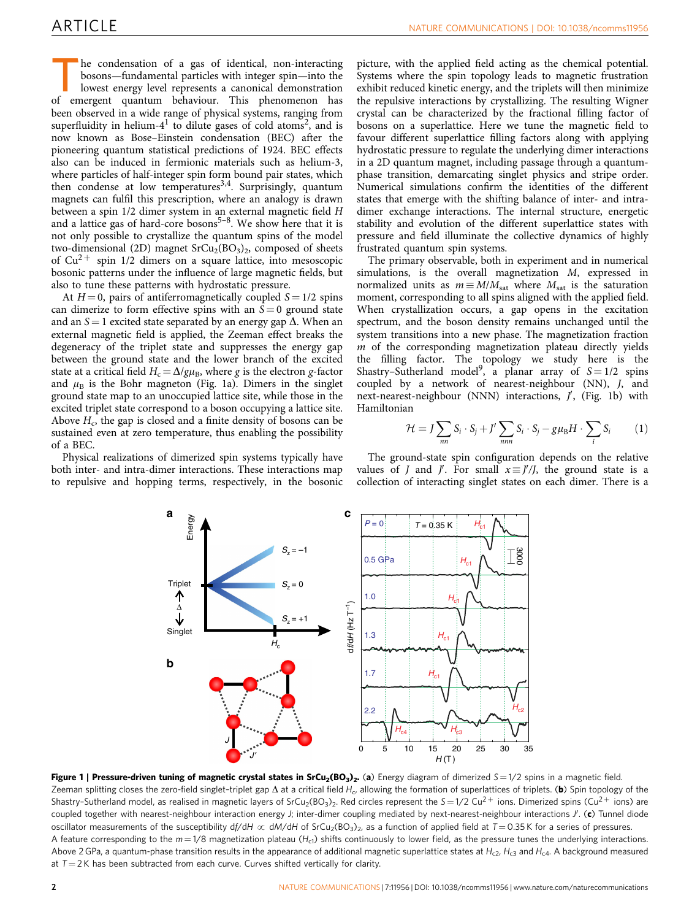The condensation of a gas of identical, non-interacting bosons—fundamental particles with integer spin—into the lowest energy level represents a canonical demonstration of emergent quantum behaviour. This phenomenon has been observed in a wide range of physical systems, ranging from superfluidity in helium-4[1] to dilute gases of cold atoms[2], and is now known as Bose–Einstein condensation (BEC) after the pioneering quantum statistical predictions of 1924. BEC effects also can be induced in fermionic materials such as helium-3, where particles of half-integer spin form bound pair states, which then condense at low temperatures[3,4]. Surprisingly, quantum magnets can fulfil this prescription, where an analogy is drawn between a spin 1/2 dimer system in an external magnetic field $H$ and a lattice gas of hard-core bosons[5–8]. We show here that it is not only possible to crystallize the quantum spins of the model two-dimensional (2D) magnet $SrCu_2(BO_3)_2$, composed of sheets of $Cu^{2+}$ spin 1/2 dimers on a square lattice, into mesoscopic bosonic patterns under the influence of large magnetic fields, but also to tune these patterns with hydrostatic pressure.

At $H=0$, pairs of antiferromagnetically coupled $S=1/2$ spins can dimerize to form effective spins with an $S=0$ ground state and an $S=1$ excited state separated by an energy gap $\Delta$. When an external magnetic field is applied, the Zeeman effect breaks the degeneracy of the triplet state and suppresses the energy gap between the ground state and the lower branch of the excited state at a critical field $H_c=\Delta/g\mu_B$, where $g$ is the electron $g$-factor and $\mu_B$ is the Bohr magneton (Fig. 1a). Dimers in the singlet ground state map to an unoccupied lattice site, while those in the excited triplet state correspond to a boson occupying a lattice site. Above $H_c$, the gap is closed and a finite density of bosons can be sustained even at zero temperature, thus enabling the possibility of a BEC.

Physical realizations of dimerized spin systems typically have both inter- and intra-dimer interactions. These interactions map to repulsive and hopping terms, respectively, in the bosonic picture, with the applied field acting as the chemical potential. Systems where the spin topology leads to magnetic frustration exhibit reduced kinetic energy, and the triplets will then minimize the repulsive interactions by crystallizing. The resulting Wigner crystal can be characterized by the fractional filling factor of bosons on a superlattice. Here we tune the magnetic field to favour different superlattice filling factors along with applying hydrostatic pressure to regulate the underlying dimer interactions in a 2D quantum magnet, including passage through a quantum-phase transition, demarcating singlet physics and stripe order. Numerical simulations confirm the identities of the different states that emerge with the shifting balance of inter- and intra-dimer exchange interactions. The internal structure, energetic stability and evolution of the different superlattice states with pressure and field illuminate the collective dynamics of highly frustrated quantum spin systems.

The primary observable, both in experiment and in numerical simulations, is the overall magnetization $M$, expressed in normalized units as $m \equiv M/M_{sat}$ where $M_{sat}$ is the saturation moment, corresponding to all spins aligned with the applied field. When crystallization occurs, a gap opens in the excitation spectrum, and the boson density remains unchanged until the system transitions into a new phase. The magnetization fraction $m$ of the corresponding magnetization plateau directly yields the filling factor. The topology we study here is the Shastry–Sutherland model[9], a planar array of $S=1/2$ spins coupled by a network of nearest-neighbour (NN), $J$, and next-nearest-neighbour (NNN) interactions, $J'$, (Fig. 1b) with Hamiltonian

$$\mathcal{H} = J\sum_{nn} S_i \cdot S_j + J'\sum_{nnn} S_i \cdot S_j - g\mu_B H \cdot \sum_i S_i \qquad (1)$$

The ground-state spin configuration depends on the relative values of $J$ and $J'$. For small $x \equiv J'/J$, the ground state is a collection of interacting singlet states on each dimer. There is a

**Figure 1 | Pressure-driven tuning of magnetic crystal states in $SrCu_2(BO_3)_2$.** (**a**) Energy diagram of dimerized $S=1/2$ spins in a magnetic field. Zeeman splitting closes the zero-field singlet–triplet gap $\Delta$ at a critical field $H_c$, allowing the formation of superlattices of triplets. (**b**) Spin topology of the Shastry–Sutherland model, as realised in magnetic layers of $SrCu_2(BO_3)_2$. Red circles represent the $S=1/2$ $Cu^{2+}$ ions. Dimerized spins ($Cu^{2+}$ ions) are coupled together with nearest-neighbour interaction energy $J$; inter-dimer coupling mediated by next-nearest-neighbour interactions $J'$. (**c**) Tunnel diode oscillator measurements of the susceptibility $df/dH \propto dM/dH$ of $SrCu_2(BO_3)_2$, as a function of applied field at $T=0.35$ K for a series of pressures. A feature corresponding to the $m=1/8$ magnetization plateau ($H_{c1}$) shifts continuously to lower field, as the pressure tunes the underlying interactions. Above 2 GPa, a quantum-phase transition results in the appearance of additional magnetic superlattice states at $H_{c2}$, $H_{c3}$ and $H_{c4}$. A background measured at $T=2$ K has been subtracted from each curve. Curves shifted vertically for clarity.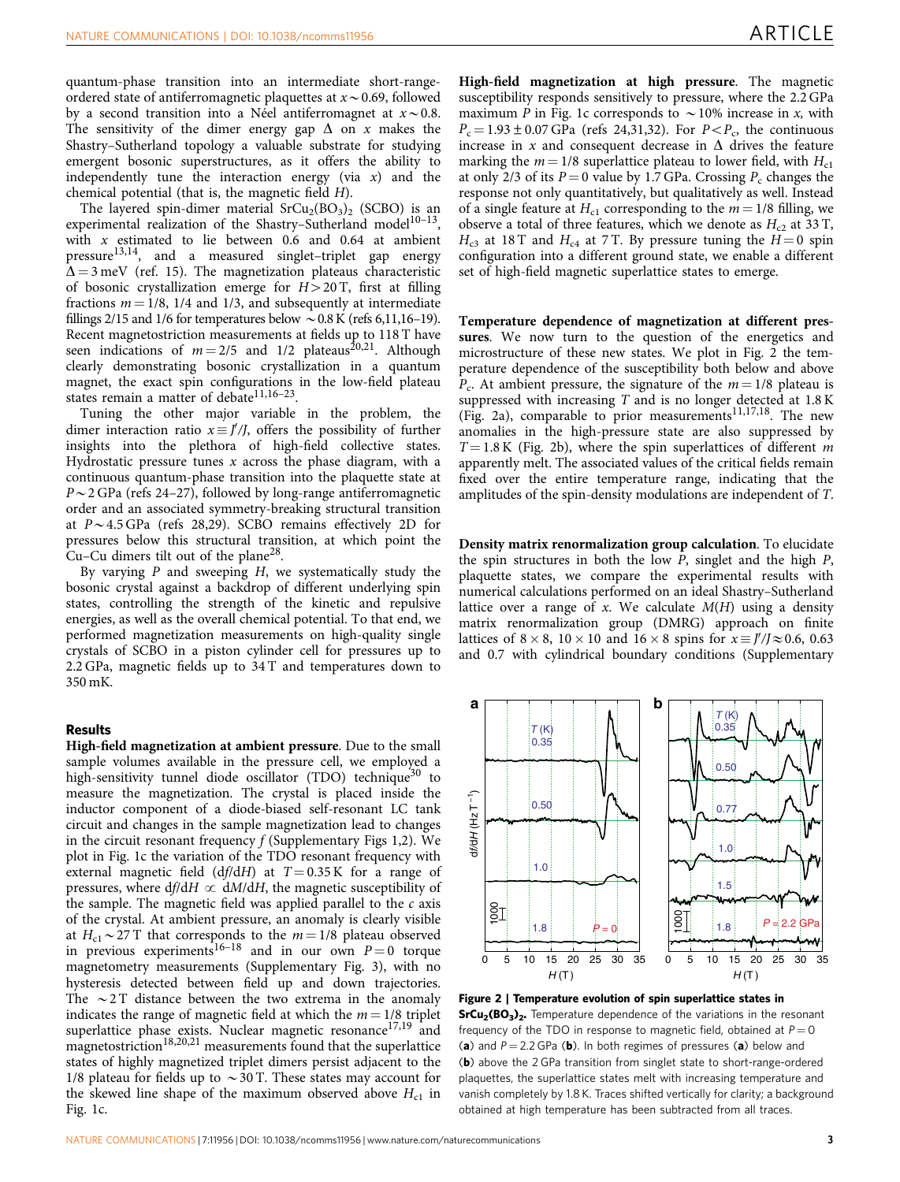quantum-phase transition into an intermediate short-range-ordered state of antiferromagnetic plaquettes at $x \sim 0.69$, followed by a second transition into a Néel antiferromagnet at $x \sim 0.8$. The sensitivity of the dimer energy gap $\Delta$ on $x$ makes the Shastry–Sutherland topology a valuable substrate for studying emergent bosonic superstructures, as it offers the ability to independently tune the interaction energy (via $x$) and the chemical potential (that is, the magnetic field $H$).

The layered spin-dimer material $SrCu_2(BO_3)_2$ (SCBO) is an experimental realization of the Shastry–Sutherland model[10–13], with $x$ estimated to lie between 0.6 and 0.64 at ambient pressure[13,14], and a measured singlet–triplet gap energy $\Delta = 3$ meV (ref. 15). The magnetization plateaus characteristic of bosonic crystallization emerge for $H > 20$ T, first at filling fractions $m = 1/8$, 1/4 and 1/3, and subsequently at intermediate fillings 2/15 and 1/6 for temperatures below $\sim 0.8$ K (refs 6,11,16–19). Recent magnetostriction measurements at fields up to 118 T have seen indications of $m = 2/5$ and 1/2 plateaus[20,21]. Although clearly demonstrating bosonic crystallization in a quantum magnet, the exact spin configurations in the low-field plateau states remain a matter of debate[11,16–23].

Tuning the other major variable in the problem, the dimer interaction ratio $x \equiv J'/J$, offers the possibility of further insights into the plethora of high-field collective states. Hydrostatic pressure tunes $x$ across the phase diagram, with a continuous quantum-phase transition into the plaquette state at $P \sim 2$ GPa (refs 24–27), followed by long-range antiferromagnetic order and an associated symmetry-breaking structural transition at $P \sim 4.5$ GPa (refs 28,29). SCBO remains effectively 2D for pressures below this structural transition, at which point the Cu–Cu dimers tilt out of the plane[28].

By varying $P$ and sweeping $H$, we systematically study the bosonic crystal against a backdrop of different underlying spin states, controlling the strength of the kinetic and repulsive energies, as well as the overall chemical potential. To that end, we performed magnetization measurements on high-quality single crystals of SCBO in a piston cylinder cell for pressures up to 2.2 GPa, magnetic fields up to 34 T and temperatures down to 350 mK.

## Results

**High-field magnetization at ambient pressure**. Due to the small sample volumes available in the pressure cell, we employed a high-sensitivity tunnel diode oscillator (TDO) technique[30] to measure the magnetization. The crystal is placed inside the inductor component of a diode-biased self-resonant LC tank circuit and changes in the sample magnetization lead to changes in the circuit resonant frequency $f$ (Supplementary Figs 1,2). We plot in Fig. 1c the variation of the TDO resonant frequency with external magnetic field ($df/dH$) at $T = 0.35$ K for a range of pressures, where $df/dH \propto dM/dH$, the magnetic susceptibility of the sample. The magnetic field was applied parallel to the $c$ axis of the crystal. At ambient pressure, an anomaly is clearly visible at $H_{c1} \sim 27$ T that corresponds to the $m = 1/8$ plateau observed in previous experiments[16–18] and in our own $P = 0$ torque magnetometry measurements (Supplementary Fig. 3), with no hysteresis detected between field up and down trajectories. The $\sim 2$ T distance between the two extrema in the anomaly indicates the range of magnetic field at which the $m = 1/8$ triplet superlattice phase exists. Nuclear magnetic resonance[17,19] and magnetostriction[18,20,21] measurements found that the superlattice states of highly magnetized triplet dimers persist adjacent to the 1/8 plateau for fields up to $\sim 30$ T. These states may account for the skewed line shape of the maximum observed above $H_{c1}$ in Fig. 1c.

**High-field magnetization at high pressure**. The magnetic susceptibility responds sensitively to pressure, where the 2.2 GPa maximum $P$ in Fig. 1c corresponds to $\sim 10\%$ increase in $x$, with $P_c = 1.93 \pm 0.07$ GPa (refs 24,31,32). For $P < P_c$, the continuous increase in $x$ and consequent decrease in $\Delta$ drives the feature marking the $m = 1/8$ superlattice plateau to lower field, with $H_{c1}$ at only 2/3 of its $P = 0$ value by 1.7 GPa. Crossing $P_c$ changes the response not only quantitatively, but qualitatively as well. Instead of a single feature at $H_{c1}$ corresponding to the $m = 1/8$ filling, we observe a total of three features, which we denote as $H_{c2}$ at 33 T, $H_{c3}$ at 18 T and $H_{c4}$ at 7 T. By pressure tuning the $H = 0$ spin configuration into a different ground state, we enable a different set of high-field magnetic superlattice states to emerge.

**Temperature dependence of magnetization at different pressures**. We now turn to the question of the energetics and microstructure of these new states. We plot in Fig. 2 the temperature dependence of the susceptibility both below and above $P_c$. At ambient pressure, the signature of the $m = 1/8$ plateau is suppressed with increasing $T$ and is no longer detected at 1.8 K (Fig. 2a), comparable to prior measurements[11,17,18]. The new anomalies in the high-pressure state are also suppressed by $T = 1.8$ K (Fig. 2b), where the spin superlattices of different $m$ apparently melt. The associated values of the critical fields remain fixed over the entire temperature range, indicating that the amplitudes of the spin-density modulations are independent of $T$.

**Density matrix renormalization group calculation**. To elucidate the spin structures in both the low $P$, singlet and the high $P$, plaquette states, we compare the experimental results with numerical calculations performed on an ideal Shastry–Sutherland lattice over a range of $x$. We calculate $M(H)$ using a density matrix renormalization group (DMRG) approach on finite lattices of $8 \times 8$, $10 \times 10$ and $16 \times 8$ spins for $x \equiv J'/J \approx 0.6$, 0.63 and 0.7 with cylindrical boundary conditions (Supplementary

**Figure 2 | Temperature evolution of spin superlattice states in $SrCu_2(BO_3)_2$.** Temperature dependence of the variations in the resonant frequency of the TDO in response to magnetic field, obtained at $P = 0$ (**a**) and $P = 2.2$ GPa (**b**). In both regimes of pressures (**a**) below and (**b**) above the 2 GPa transition from singlet state to short-range-ordered plaquettes, the superlattice states melt with increasing temperature and vanish completely by 1.8 K. Traces shifted vertically for clarity; a background obtained at high temperature has been subtracted from all traces.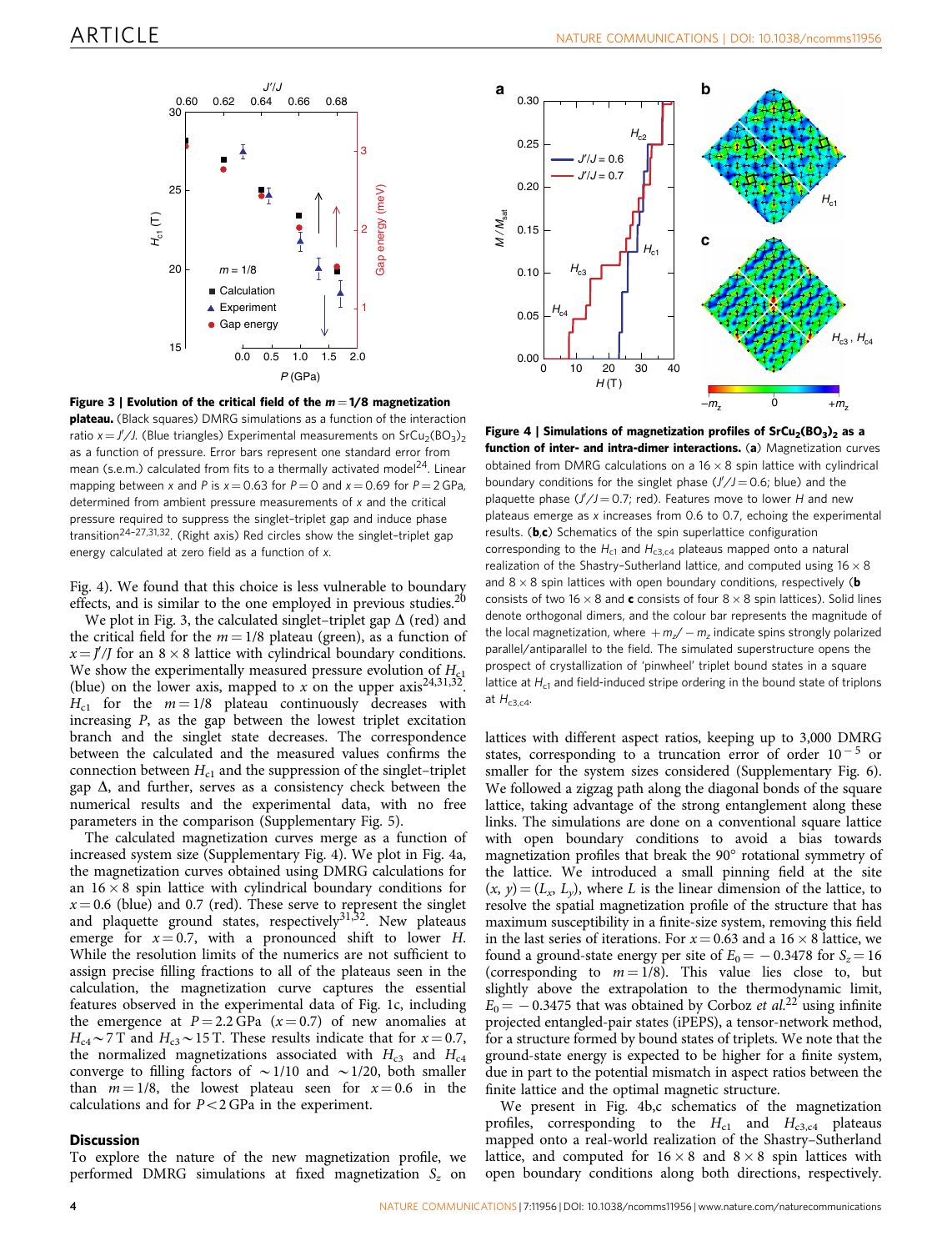**Figure 3 | Evolution of the critical field of the $m = 1/8$ magnetization plateau.** (Black squares) DMRG simulations as a function of the interaction ratio $x = J'/J$. (Blue triangles) Experimental measurements on $SrCu_2(BO_3)_2$ as a function of pressure. Error bars represent one standard error from mean (s.e.m.) calculated from fits to a thermally activated model[24]. Linear mapping between $x$ and $P$ is $x = 0.63$ for $P = 0$ and $x = 0.69$ for $P = 2$ GPa, determined from ambient pressure measurements of $x$ and the critical pressure required to suppress the singlet-triplet gap and induce phase transition[24–27,31,32]. (Right axis) Red circles show the singlet–triplet gap energy calculated at zero field as a function of $x$.

**Figure 4 | Simulations of magnetization profiles of $SrCu_2(BO_3)_2$ as a function of inter- and intra-dimer interactions.** (**a**) Magnetization curves obtained from DMRG calculations on a $16 \times 8$ spin lattice with cylindrical boundary conditions for the singlet phase ($J'/J = 0.6$; blue) and the plaquette phase ($J'/J = 0.7$; red). Features move to lower $H$ and new plateaus emerge as $x$ increases from 0.6 to 0.7, echoing the experimental results. (**b**,**c**) Schematics of the spin superlattice configuration corresponding to the $H_{c1}$ and $H_{c3,c4}$ plateaus mapped onto a natural realization of the Shastry–Sutherland lattice, and computed using $16 \times 8$ and $8 \times 8$ spin lattices with open boundary conditions, respectively (**b** consists of two $16 \times 8$ and **c** consists of four $8 \times 8$ spin lattices). Solid lines denote orthogonal dimers, and the colour bar represents the magnitude of the local magnetization, where $+m_z/-m_z$ indicate spins strongly polarized parallel/antiparallel to the field. The simulated superstructure opens the prospect of crystallization of 'pinwheel' triplet bound states in a square lattice at $H_{c1}$ and field-induced stripe ordering in the bound state of triplons at $H_{c3,c4}$.

Fig. 4). We found that this choice is less vulnerable to boundary effects, and is similar to the one employed in previous studies.[20]

We plot in Fig. 3, the calculated singlet–triplet gap $\Delta$ (red) and the critical field for the $m = 1/8$ plateau (green), as a function of $x = J'/J$ for an $8 \times 8$ lattice with cylindrical boundary conditions. We show the experimentally measured pressure evolution of $H_{c1}$ (blue) on the lower axis, mapped to $x$ on the upper axis[24,31,32]. $H_{c1}$ for the $m = 1/8$ plateau continuously decreases with increasing $P$, as the gap between the lowest triplet excitation branch and the singlet state decreases. The correspondence between the calculated and the measured values confirms the connection between $H_{c1}$ and the suppression of the singlet–triplet gap $\Delta$, and further, serves as a consistency check between the numerical results and the experimental data, with no free parameters in the comparison (Supplementary Fig. 5).

The calculated magnetization curves merge as a function of increased system size (Supplementary Fig. 4). We plot in Fig. 4a, the magnetization curves obtained using DMRG calculations for an $16 \times 8$ spin lattice with cylindrical boundary conditions for $x = 0.6$ (blue) and 0.7 (red). These serve to represent the singlet and plaquette ground states, respectively[31,32]. New plateaus emerge for $x = 0.7$, with a pronounced shift to lower $H$. While the resolution limits of the numerics are not sufficient to assign precise filling fractions to all of the plateaus seen in the calculation, the magnetization curve captures the essential features observed in the experimental data of Fig. 1c, including the emergence at $P = 2.2$ GPa ($x = 0.7$) of new anomalies at $H_{c4} \sim 7$ T and $H_{c3} \sim 15$ T. These results indicate that for $x = 0.7$, the normalized magnetizations associated with $H_{c3}$ and $H_{c4}$ converge to filling factors of $\sim 1/10$ and $\sim 1/20$, both smaller than $m = 1/8$, the lowest plateau seen for $x = 0.6$ in the calculations and for $P < 2$ GPa in the experiment.

## Discussion

To explore the nature of the new magnetization profile, we performed DMRG simulations at fixed magnetization $S_z$ on lattices with different aspect ratios, keeping up to 3,000 DMRG states, corresponding to a truncation error of order $10^{-5}$ or smaller for the system sizes considered (Supplementary Fig. 6). We followed a zigzag path along the diagonal bonds of the square lattice, taking advantage of the strong entanglement along these links. The simulations are done on a conventional square lattice with open boundary conditions to avoid a bias towards magnetization profiles that break the 90° rotational symmetry of the lattice. We introduced a small pinning field at the site $(x, y) = (L_x, L_y)$, where $L$ is the linear dimension of the lattice, to resolve the spatial magnetization profile of the structure that has maximum susceptibility in a finite-size system, removing this field in the last series of iterations. For $x = 0.63$ and a $16 \times 8$ lattice, we found a ground-state energy per site of $E_0 = -0.3478$ for $S_z = 16$ (corresponding to $m = 1/8$). This value lies close to, but slightly above the extrapolation to the thermodynamic limit, $E_0 = -0.3475$ that was obtained by Corboz *et al.*[22] using infinite projected entangled-pair states (iPEPS), a tensor-network method, for a structure formed by bound states of triplets. We note that the ground-state energy is expected to be higher for a finite system, due in part to the potential mismatch in aspect ratios between the finite lattice and the optimal magnetic structure.

We present in Fig. 4b,c schematics of the magnetization profiles, corresponding to the $H_{c1}$ and $H_{c3,c4}$ plateaus mapped onto a real-world realization of the Shastry–Sutherland lattice, and computed for $16 \times 8$ and $8 \times 8$ spin lattices with open boundary conditions along both directions, respectively.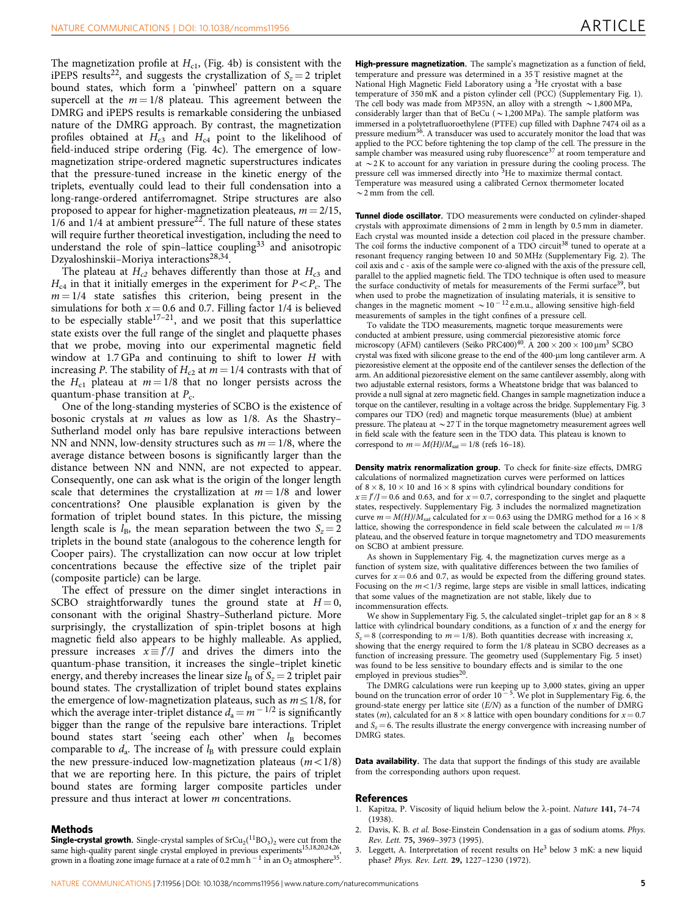The magnetization profile at $H_{c1}$, (Fig. 4b) is consistent with the iPEPS results[22], and suggests the crystallization of $S_z = 2$ triplet bound states, which form a 'pinwheel' pattern on a square supercell at the $m = 1/8$ plateau. This agreement between the DMRG and iPEPS results is remarkable considering the unbiased nature of the DMRG approach. By contrast, the magnetization profiles obtained at $H_{c3}$ and $H_{c4}$ point to the likelihood of field-induced stripe ordering (Fig. 4c). The emergence of low-magnetization stripe-ordered magnetic superstructures indicates that the pressure-tuned increase in the kinetic energy of the triplets, eventually could lead to their full condensation into a long-range-ordered antiferromagnet. Stripe structures are also proposed to appear for higher-magnetization pleateaus, $m = 2/15$, $1/6$ and $1/4$ at ambient pressure[22]. The full nature of these states will require further theoretical investigation, including the need to understand the role of spin–lattice coupling[33] and anisotropic Dzyaloshinskii–Moriya interactions[28,34].

The plateau at $H_{c2}$ behaves differently than those at $H_{c3}$ and $H_{c4}$ in that it initially emerges in the experiment for $P < P_c$. The $m = 1/4$ state satisfies this criterion, being present in the simulations for both $x = 0.6$ and 0.7. Filling factor 1/4 is believed to be especially stable[17–21], and we posit that this superlattice state exists over the full range of the singlet and plaquette phases that we probe, moving into our experimental magnetic field window at 1.7 GPa and continuing to shift to lower $H$ with increasing $P$. The stability of $H_{c2}$ at $m = 1/4$ contrasts with that of the $H_{c1}$ plateau at $m = 1/8$ that no longer persists across the quantum-phase transition at $P_c$.

One of the long-standing mysteries of SCBO is the existence of bosonic crystals at $m$ values as low as 1/8. As the Shastry–Sutherland model only has bare repulsive interactions between NN and NNN, low-density structures such as $m = 1/8$, where the average distance between bosons is significantly larger than the distance between NN and NNN, are not expected to appear. Consequently, one can ask what is the origin of the longer length scale that determines the crystallization at $m = 1/8$ and lower concentrations? One plausible explanation is given by the formation of triplet bound states. In this picture, the missing length scale is $l_B$, the mean separation between the two $S_z = 2$ triplets in the bound state (analogous to the coherence length for Cooper pairs). The crystallization can now occur at low triplet concentrations because the effective size of the triplet pair (composite particle) can be large.

The effect of pressure on the dimer singlet interactions in SCBO straightforwardly tunes the ground state at $H = 0$, consonant with the original Shastry–Sutherland picture. More surprisingly, the crystallization of spin-triplet bosons at high magnetic field also appears to be highly malleable. As applied, pressure increases $x \equiv J'/J$ and drives the dimers into the quantum-phase transition, it increases the single–triplet kinetic energy, and thereby increases the linear size $l_B$ of $S_z = 2$ triplet pair bound states. The crystallization of triplet bound states explains the emergence of low-magnetization plateaus, such as $m \leq 1/8$, for which the average inter-triplet distance $d_a = m^{-1/2}$ is significantly bigger than the range of the repulsive bare interactions. Triplet bound states start 'seeing each other' when $l_B$ becomes comparable to $d_a$. The increase of $l_B$ with pressure could explain the new pressure-induced low-magnetization plateaus ($m < 1/8$) that we are reporting here. In this picture, the pairs of triplet bound states are forming larger composite particles under pressure and thus interact at lower $m$ concentrations.

## Methods

**Single-crystal growth.** Single-crystal samples of $SrCu_2(^{11}BO_3)_2$ were cut from the same high-quality parent single crystal employed in previous experiments[15,18,20,24,26], grown in a floating zone image furnace at a rate of $0.2\,\mathrm{mm\,h^{-1}}$ in an $O_2$ atmosphere[35].

**High-pressure magnetization.** The sample's magnetization as a function of field, temperature and pressure was determined in a 35 T resistive magnet at the National High Magnetic Field Laboratory using a $^3$He cryostat with a base temperature of 350 mK and a piston cylinder cell (PCC) (Supplementary Fig. 1). The cell body was made from MP35N, an alloy with a strength $\sim$1,800 MPa, considerably larger than that of BeCu ($\sim$1,200 MPa). The sample platform was immersed in a polytetrafluoroethylene (PTFE) cup filled with Daphne 7474 oil as a pressure medium[36]. A transducer was used to accurately monitor the load that was applied to the PCC before tightening the top clamp of the cell. The pressure in the sample chamber was measured using ruby fluorescence[37] at room temperature and at $\sim$2 K to account for any variation in pressure during the cooling process. The pressure cell was immersed directly into $^3$He to maximize thermal contact. Temperature was measured using a calibrated Cernox thermometer located $\sim$2 mm from the cell.

**Tunnel diode oscillator.** TDO measurements were conducted on cylinder-shaped crystals with approximate dimensions of 2 mm in length by 0.5 mm in diameter. Each crystal was mounted inside a detection coil placed in the pressure chamber. The coil forms the inductive component of a TDO circuit[38] tuned to operate at a resonant frequency ranging between 10 and 50 MHz (Supplementary Fig. 2). The coil axis and c - axis of the sample were co-aligned with the axis of the pressure cell, parallel to the applied magnetic field. The TDO technique is often used to measure the surface conductivity of metals for measurements of the Fermi surface[39], but when used to probe the magnetization of insulating materials, it is sensitive to changes in the magnetic moment $\sim 10^{-12}$ e.m.u., allowing sensitive high-field measurements of samples in the tight confines of a pressure cell.

To validate the TDO measurements, magnetic torque measurements were conducted at ambient pressure, using commercial piezoresistive atomic force microscopy (AFM) cantilevers (Seiko PRC400)[40]. A $200 \times 200 \times 100\,\mu\mathrm{m}^3$ SCBO crystal was fixed with silicone grease to the end of the 400-μm long cantilever arm. A piezoresistive element at the opposite end of the cantilever senses the deflection of the arm. An additional piezoresistive element on the same cantilever assembly, along with two adjustable external resistors, forms a Wheatstone bridge that was balanced to provide a null signal at zero magnetic field. Changes in sample magnetization induce a torque on the cantilever, resulting in a voltage across the bridge. Supplementary Fig. 3 compares our TDO (red) and magnetic torque measurements (blue) at ambient pressure. The plateau at $\sim$27 T in the torque magnetometry measurement agrees well in field scale with the feature seen in the TDO data. This plateau is known to correspond to $m = M(H)/M_{sat} = 1/8$ (refs 16–18).

**Density matrix renormalization group.** To check for finite-size effects, DMRG calculations of normalized magnetization curves were performed on lattices of $8 \times 8$, $10 \times 10$ and $16 \times 8$ spins with cylindrical boundary conditions for $x \equiv J'/J = 0.6$ and 0.63, and for $x = 0.7$, corresponding to the singlet and plaquette states, respectively. Supplementary Fig. 3 includes the normalized magnetization curve $m = M(H)/M_{sat}$ for $x = 0.63$ using the DMRG method for a $16 \times 8$ lattice, showing the correspondence in field scale between the calculated $m = 1/8$ plateau, and the observed feature in torque magnetometry and TDO measurements on SCBO at ambient pressure.

As shown in Supplementary Fig. 4, the magnetization curves merge as a function of system size, with qualitative differences between the two families of curves for $x = 0.6$ and 0.7, as would be expected from the differing ground states. Focusing on the $m < 1/3$ regime, large steps are visible in small lattices, indicating that some values of the magnetization are not stable, likely due to incommensuration effects.

We show in Supplementary Fig. 5, the calculated singlet–triplet gap for an $8 \times 8$ lattice with cylindrical boundary conditions, as a function of $x$ and the energy for $S_z = 8$ (corresponding to $m = 1/8$). Both quantities decrease with increasing $x$, showing that the energy required to form the 1/8 plateau in SCBO decreases as a function of increasing pressure. The geometry used (Supplementary Fig. 5 inset) was found to be less sensitive to boundary effects and is similar to the one employed in previous studies[20].

The DMRG calculations were run keeping up to 3,000 states, giving an upper bound on the truncation error of order $10^{-5}$. We plot in Supplementary Fig. 6, the ground-state energy per lattice site ($E/N$) as a function of the number of DMRG states ($m$), calculated for an $8 \times 8$ lattice with open boundary conditions for $x = 0.7$ and $S_z = 6$. The results illustrate the energy convergence with increasing number of DMRG states.

**Data availability.** The data that support the findings of this study are available from the corresponding authors upon request.

## References

1. Kapitza, P. Viscosity of liquid helium below the λ-point. *Nature* **141,** 74–74 (1938).
2. Davis, K. B. *et al.* Bose-Einstein Condensation in a gas of sodium atoms. *Phys. Rev. Lett.* **75,** 3969–3973 (1995).
3. Leggett, A. Interpretation of recent results on He$^3$ below 3 mK: a new liquid phase? *Phys. Rev. Lett.* **29,** 1227–1230 (1972).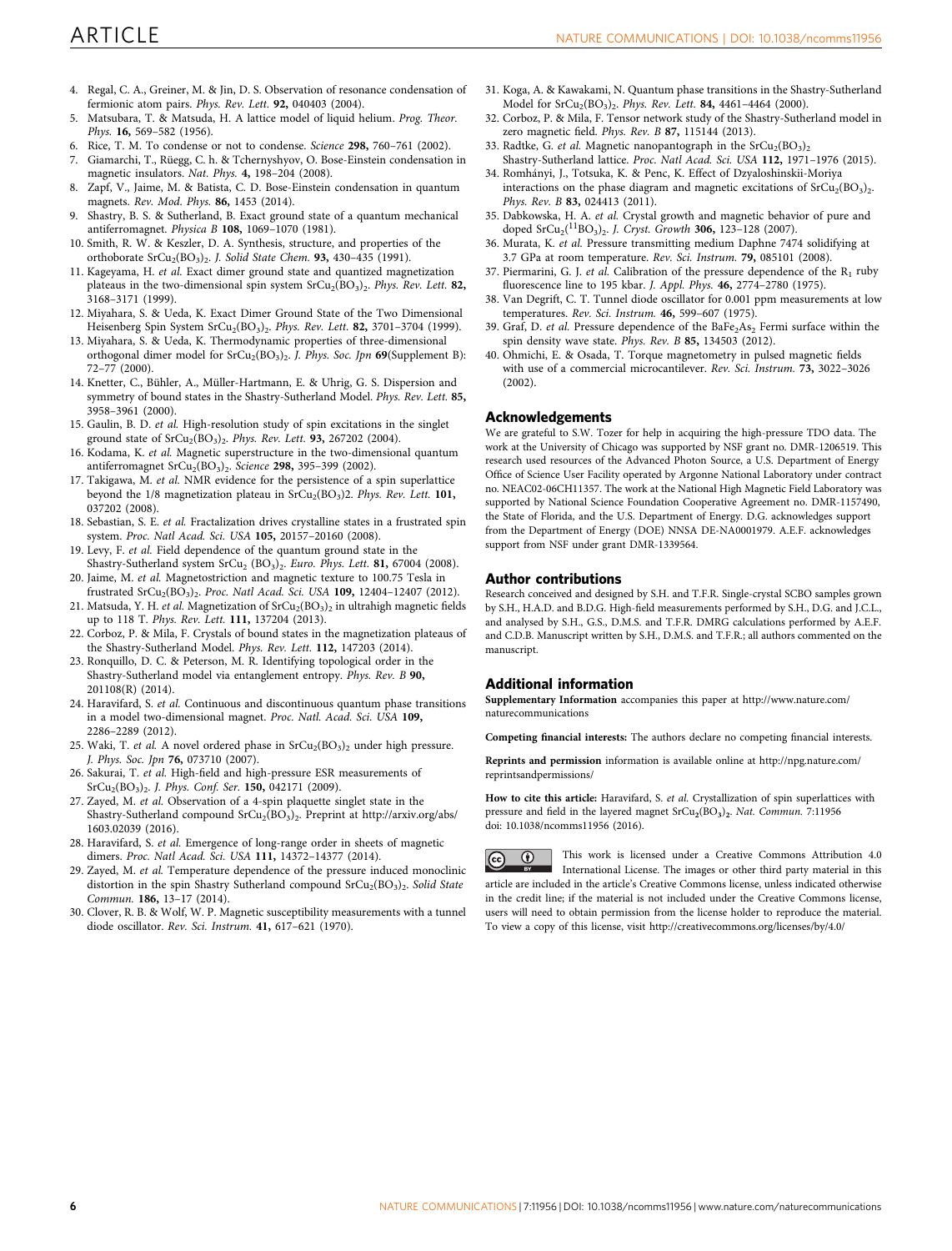4. Regal, C. A., Greiner, M. & Jin, D. S. Observation of resonance condensation of fermionic atom pairs. *Phys. Rev. Lett.* **92,** 040403 (2004).
5. Matsubara, T. & Matsuda, H. A lattice model of liquid helium. *Prog. Theor. Phys.* **16,** 569–582 (1956).
6. Rice, T. M. To condense or not to condense. *Science* **298,** 760–761 (2002).
7. Giamarchi, T., Rüegg, C. h. & Tchernyshyov, O. Bose-Einstein condensation in magnetic insulators. *Nat. Phys.* **4,** 198–204 (2008).
8. Zapf, V., Jaime, M. & Batista, C. D. Bose-Einstein condensation in quantum magnets. *Rev. Mod. Phys.* **86,** 1453 (2014).
9. Shastry, B. S. & Sutherland, B. Exact ground state of a quantum mechanical antiferromagnet. *Physica B* **108,** 1069–1070 (1981).
10. Smith, R. W. & Keszler, D. A. Synthesis, structure, and properties of the orthoborate $SrCu_2(BO_3)_2$. *J. Solid State Chem.* **93,** 430–435 (1991).
11. Kageyama, H. *et al.* Exact dimer ground state and quantized magnetization plateaus in the two-dimensional spin system $SrCu_2(BO_3)_2$. *Phys. Rev. Lett.* **82,** 3168–3171 (1999).
12. Miyahara, S. & Ueda, K. Exact Dimer Ground State of the Two Dimensional Heisenberg Spin System $SrCu_2(BO_3)_2$. *Phys. Rev. Lett.* **82,** 3701–3704 (1999).
13. Miyahara, S. & Ueda, K. Thermodynamic properties of three-dimensional orthogonal dimer model for $SrCu_2(BO_3)_2$. *J. Phys. Soc. Jpn* **69**(Supplement B): 72–77 (2000).
14. Knetter, C., Bühler, A., Müller-Hartmann, E. & Uhrig, G. S. Dispersion and symmetry of bound states in the Shastry-Sutherland Model. *Phys. Rev. Lett.* **85,** 3958–3961 (2000).
15. Gaulin, B. D. *et al.* High-resolution study of spin excitations in the singlet ground state of $SrCu_2(BO_3)_2$. *Phys. Rev. Lett.* **93,** 267202 (2004).
16. Kodama, K. *et al.* Magnetic superstructure in the two-dimensional quantum antiferromagnet $SrCu_2(BO_3)_2$. *Science* **298,** 395–399 (2002).
17. Takigawa, M. *et al.* NMR evidence for the persistence of a spin superlattice beyond the 1/8 magnetization plateau in $SrCu_2(BO_3)_2$. *Phys. Rev. Lett.* **101,** 037202 (2008).
18. Sebastian, S. E. *et al.* Fractalization drives crystalline states in a frustrated spin system. *Proc. Natl Acad. Sci. USA* **105,** 20157–20160 (2008).
19. Levy, F. *et al.* Field dependence of the quantum ground state in the Shastry-Sutherland system $SrCu_2(BO_3)_2$. *Euro. Phys. Lett.* **81,** 67004 (2008).
20. Jaime, M. *et al.* Magnetostriction and magnetic texture to 100.75 Tesla in frustrated $SrCu_2(BO_3)_2$. *Proc. Natl Acad. Sci. USA* **109,** 12404–12407 (2012).
21. Matsuda, Y. H. *et al.* Magnetization of $SrCu_2(BO_3)_2$ in ultrahigh magnetic fields up to 118 T. *Phys. Rev. Lett.* **111,** 137204 (2013).
22. Corboz, P. & Mila, F. Crystals of bound states in the magnetization plateaus of the Shastry-Sutherland Model. *Phys. Rev. Lett.* **112,** 147203 (2014).
23. Ronquillo, D. C. & Peterson, M. R. Identifying topological order in the Shastry-Sutherland model via entanglement entropy. *Phys. Rev. B* **90,** 201108(R) (2014).
24. Haravifard, S. *et al.* Continuous and discontinuous quantum phase transitions in a model two-dimensional magnet. *Proc. Natl. Acad. Sci. USA* **109,** 2286–2289 (2012).
25. Waki, T. *et al.* A novel ordered phase in $SrCu_2(BO_3)_2$ under high pressure. *J. Phys. Soc. Jpn* **76,** 073710 (2007).
26. Sakurai, T. *et al.* High-field and high-pressure ESR measurements of $SrCu_2(BO_3)_2$. *J. Phys. Conf. Ser.* **150,** 042171 (2009).
27. Zayed, M. *et al.* Observation of a 4-spin plaquette singlet state in the Shastry-Sutherland compound $SrCu_2(BO_3)_2$. Preprint at http://arxiv.org/abs/1603.02039 (2016).
28. Haravifard, S. *et al.* Emergence of long-range order in sheets of magnetic dimers. *Proc. Natl Acad. Sci. USA* **111,** 14372–14377 (2014).
29. Zayed, M. *et al.* Temperature dependence of the pressure induced monoclinic distortion in the spin Shastry Sutherland compound $SrCu_2(BO_3)_2$. *Solid State Commun.* **186,** 13–17 (2014).
30. Clover, R. B. & Wolf, W. P. Magnetic susceptibility measurements with a tunnel diode oscillator. *Rev. Sci. Instrum.* **41,** 617–621 (1970).
31. Koga, A. & Kawakami, N. Quantum phase transitions in the Shastry-Sutherland Model for $SrCu_2(BO_3)_2$. *Phys. Rev. Lett.* **84,** 4461–4464 (2000).
32. Corboz, P. & Mila, F. Tensor network study of the Shastry-Sutherland model in zero magnetic field. *Phys. Rev. B* **87,** 115144 (2013).
33. Radtke, G. *et al.* Magnetic nanopantograph in the $SrCu_2(BO_3)_2$ Shastry-Sutherland lattice. *Proc. Natl Acad. Sci. USA* **112,** 1971–1976 (2015).
34. Romhányi, J., Totsuka, K. & Penc, K. Effect of Dzyaloshinskii-Moriya interactions on the phase diagram and magnetic excitations of $SrCu_2(BO_3)_2$. *Phys. Rev. B* **83,** 024413 (2011).
35. Dabkowska, H. A. *et al.* Crystal growth and magnetic behavior of pure and doped $SrCu_2(^{11}BO_3)_2$. *J. Cryst. Growth* **306,** 123–128 (2007).
36. Murata, K. *et al.* Pressure transmitting medium Daphne 7474 solidifying at 3.7 GPa at room temperature. *Rev. Sci. Instrum.* **79,** 085101 (2008).
37. Piermarini, G. J. *et al.* Calibration of the pressure dependence of the $R_1$ ruby fluorescence line to 195 kbar. *J. Appl. Phys.* **46,** 2774–2780 (1975).
38. Van Degrift, C. T. Tunnel diode oscillator for 0.001 ppm measurements at low temperatures. *Rev. Sci. Instrum.* **46,** 599–607 (1975).
39. Graf, D. *et al.* Pressure dependence of the $BaFe_2As_2$ Fermi surface within the spin density wave state. *Phys. Rev. B* **85,** 134503 (2012).
40. Ohmichi, E. & Osada, T. Torque magnetometry in pulsed magnetic fields with use of a commercial microcantilever. *Rev. Sci. Instrum.* **73,** 3022–3026 (2002).

## Acknowledgements

We are grateful to S.W. Tozer for help in acquiring the high-pressure TDO data. The work at the University of Chicago was supported by NSF grant no. DMR-1206519. This research used resources of the Advanced Photon Source, a U.S. Department of Energy Office of Science User Facility operated by Argonne National Laboratory under contract no. NEAC02-06CH11357. The work at the National High Magnetic Field Laboratory was supported by National Science Foundation Cooperative Agreement no. DMR-1157490, the State of Florida, and the U.S. Department of Energy. D.G. acknowledges support from the Department of Energy (DOE) NNSA DE-NA0001979. A.E.F. acknowledges support from NSF under grant DMR-1339564.

## Author contributions

Research conceived and designed by S.H. and T.F.R. Single-crystal SCBO samples grown by S.H., H.A.D. and B.D.G. High-field measurements performed by S.H., D.G. and J.C.L., and analysed by S.H., G.S., D.M.S. and T.F.R. DMRG calculations performed by A.E.F. and C.D.B. Manuscript written by S.H., D.M.S. and T.F.R.; all authors commented on the manuscript.

## Additional information

**Supplementary Information** accompanies this paper at http://www.nature.com/naturecommunications

**Competing financial interests:** The authors declare no competing financial interests.

**Reprints and permission** information is available online at http://npg.nature.com/reprintsandpermissions/

**How to cite this article:** Haravifard, S. *et al.* Crystallization of spin superlattices with pressure and field in the layered magnet $SrCu_2(BO_3)_2$. *Nat. Commun.* 7:11956 doi: 10.1038/ncomms11956 (2016).

This work is licensed under a Creative Commons Attribution 4.0 International License. The images or other third party material in this article are included in the article's Creative Commons license, unless indicated otherwise in the credit line; if the material is not included under the Creative Commons license, users will need to obtain permission from the license holder to reproduce the material. To view a copy of this license, visit http://creativecommons.org/licenses/by/4.0/